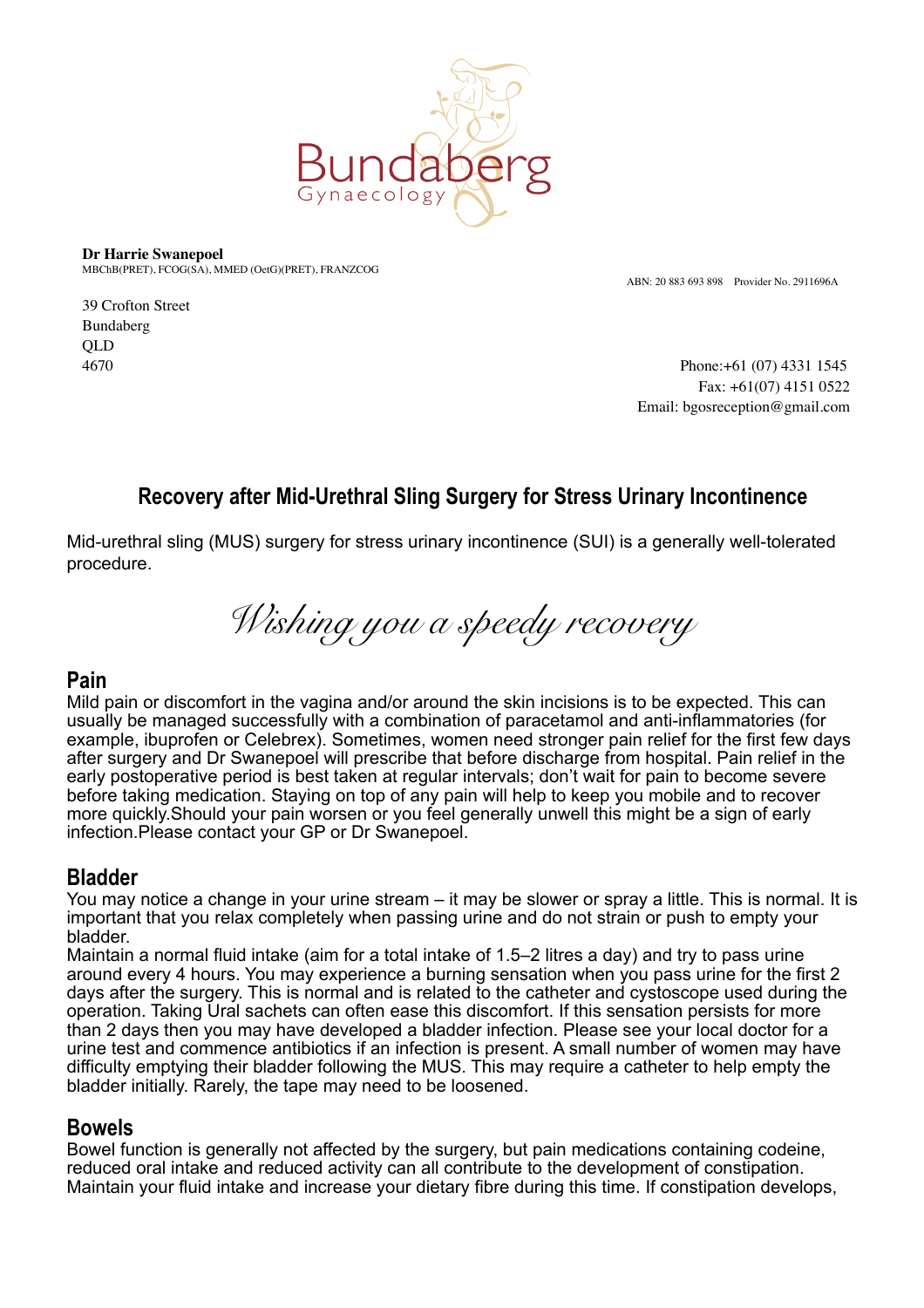Bundaberg
Gynaecology

**Dr Harrie Swanepoel**
MBChB(PRET), FCOG(SA), MMED (OetG)(PRET), FRANZCOG

ABN: 20 883 693 898 Provider No. 2911696A

39 Crofton Street
Bundaberg
QLD
4670

Phone:+61 (07) 4331 1545
Fax: +61(07) 4151 0522
Email: bgosreception@gmail.com

# Recovery after Mid-Urethral Sling Surgery for Stress Urinary Incontinence

Mid-urethral sling (MUS) surgery for stress urinary incontinence (SUI) is a generally well-tolerated procedure.

*Wishing you a speedy recovery*

## Pain

Mild pain or discomfort in the vagina and/or around the skin incisions is to be expected. This can usually be managed successfully with a combination of paracetamol and anti-inflammatories (for example, ibuprofen or Celebrex). Sometimes, women need stronger pain relief for the first few days after surgery and Dr Swanepoel will prescribe that before discharge from hospital. Pain relief in the early postoperative period is best taken at regular intervals; don't wait for pain to become severe before taking medication. Staying on top of any pain will help to keep you mobile and to recover more quickly.Should your pain worsen or you feel generally unwell this might be a sign of early infection.Please contact your GP or Dr Swanepoel.

## Bladder

You may notice a change in your urine stream – it may be slower or spray a little. This is normal. It is important that you relax completely when passing urine and do not strain or push to empty your bladder.

Maintain a normal fluid intake (aim for a total intake of 1.5–2 litres a day) and try to pass urine around every 4 hours. You may experience a burning sensation when you pass urine for the first 2 days after the surgery. This is normal and is related to the catheter and cystoscope used during the operation. Taking Ural sachets can often ease this discomfort. If this sensation persists for more than 2 days then you may have developed a bladder infection. Please see your local doctor for a urine test and commence antibiotics if an infection is present. A small number of women may have difficulty emptying their bladder following the MUS. This may require a catheter to help empty the bladder initially. Rarely, the tape may need to be loosened.

## Bowels

Bowel function is generally not affected by the surgery, but pain medications containing codeine, reduced oral intake and reduced activity can all contribute to the development of constipation. Maintain your fluid intake and increase your dietary fibre during this time. If constipation develops,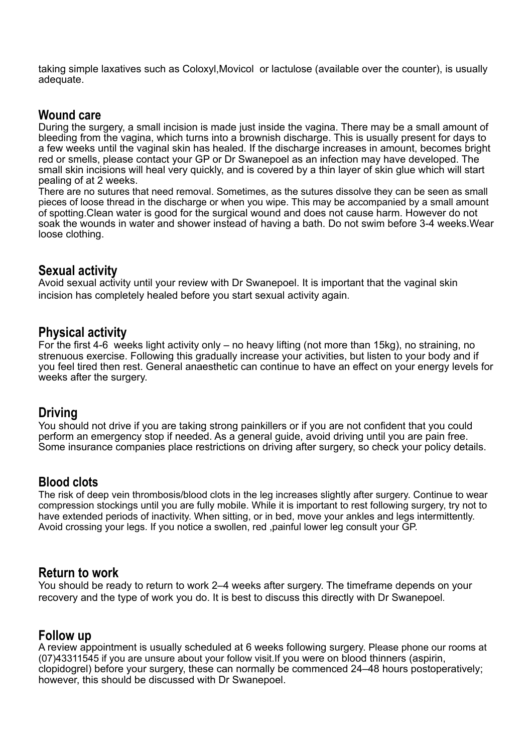taking simple laxatives such as Coloxyl,Movicol  or lactulose (available over the counter), is usually adequate.

## Wound care

During the surgery, a small incision is made just inside the vagina. There may be a small amount of bleeding from the vagina, which turns into a brownish discharge. This is usually present for days to a few weeks until the vaginal skin has healed. If the discharge increases in amount, becomes bright red or smells, please contact your GP or Dr Swanepoel as an infection may have developed. The small skin incisions will heal very quickly, and is covered by a thin layer of skin glue which will start pealing of at 2 weeks.
There are no sutures that need removal. Sometimes, as the sutures dissolve they can be seen as small pieces of loose thread in the discharge or when you wipe. This may be accompanied by a small amount of spotting.Clean water is good for the surgical wound and does not cause harm. However do not soak the wounds in water and shower instead of having a bath. Do not swim before 3-4 weeks.Wear loose clothing.

## Sexual activity

Avoid sexual activity until your review with Dr Swanepoel. It is important that the vaginal skin incision has completely healed before you start sexual activity again.

## Physical activity

For the first 4-6  weeks light activity only – no heavy lifting (not more than 15kg), no straining, no strenuous exercise. Following this gradually increase your activities, but listen to your body and if you feel tired then rest. General anaesthetic can continue to have an effect on your energy levels for weeks after the surgery.

## Driving

You should not drive if you are taking strong painkillers or if you are not confident that you could perform an emergency stop if needed. As a general guide, avoid driving until you are pain free. Some insurance companies place restrictions on driving after surgery, so check your policy details.

## Blood clots

The risk of deep vein thrombosis/blood clots in the leg increases slightly after surgery. Continue to wear compression stockings until you are fully mobile. While it is important to rest following surgery, try not to have extended periods of inactivity. When sitting, or in bed, move your ankles and legs intermittently. Avoid crossing your legs. If you notice a swollen, red ,painful lower leg consult your GP.

## Return to work

You should be ready to return to work 2–4 weeks after surgery. The timeframe depends on your recovery and the type of work you do. It is best to discuss this directly with Dr Swanepoel.

## Follow up

A review appointment is usually scheduled at 6 weeks following surgery. Please phone our rooms at (07)43311545 if you are unsure about your follow visit.If you were on blood thinners (aspirin, clopidogrel) before your surgery, these can normally be commenced 24–48 hours postoperatively; however, this should be discussed with Dr Swanepoel.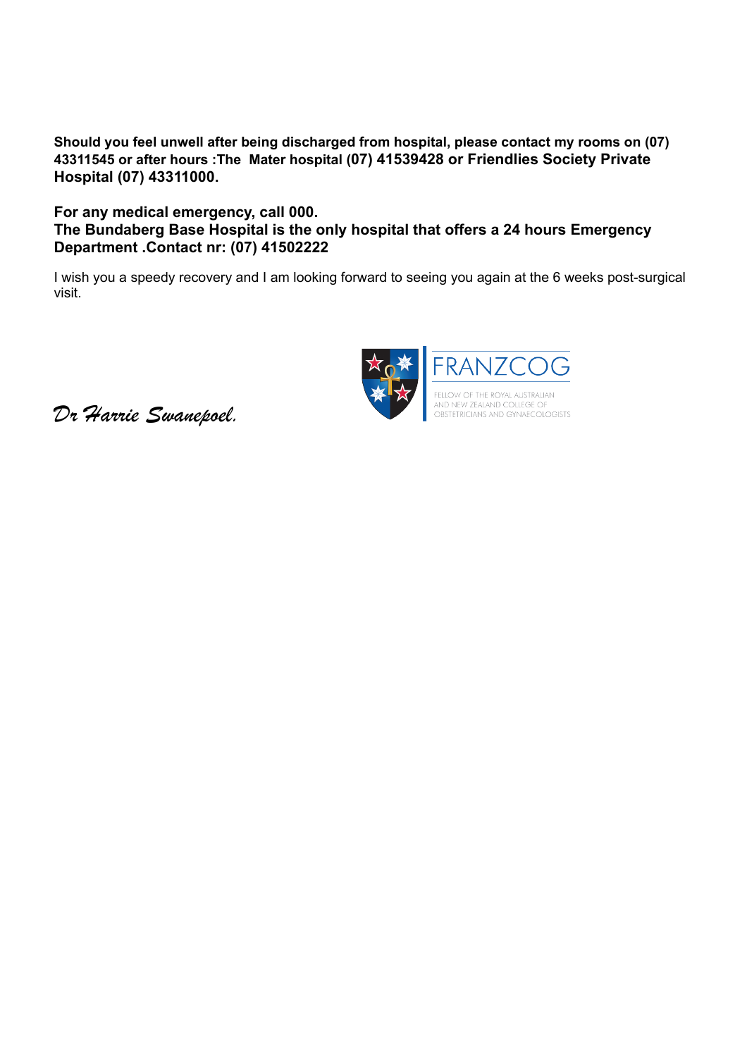**Should you feel unwell after being discharged from hospital, please contact my rooms on (07) 43311545 or after hours :The Mater hospital (07) 41539428 or Friendlies Society Private Hospital (07) 43311000.**

**For any medical emergency, call 000.**
**The Bundaberg Base Hospital is the only hospital that offers a 24 hours Emergency Department .Contact nr: (07) 41502222**

I wish you a speedy recovery and I am looking forward to seeing you again at the 6 weeks post-surgical visit.

*Dr Harrie Swanepoel.*

FRANZCOG

FELLOW OF THE ROYAL AUSTRALIAN AND NEW ZEALAND COLLEGE OF OBSTETRICIANS AND GYNAECOLOGISTS